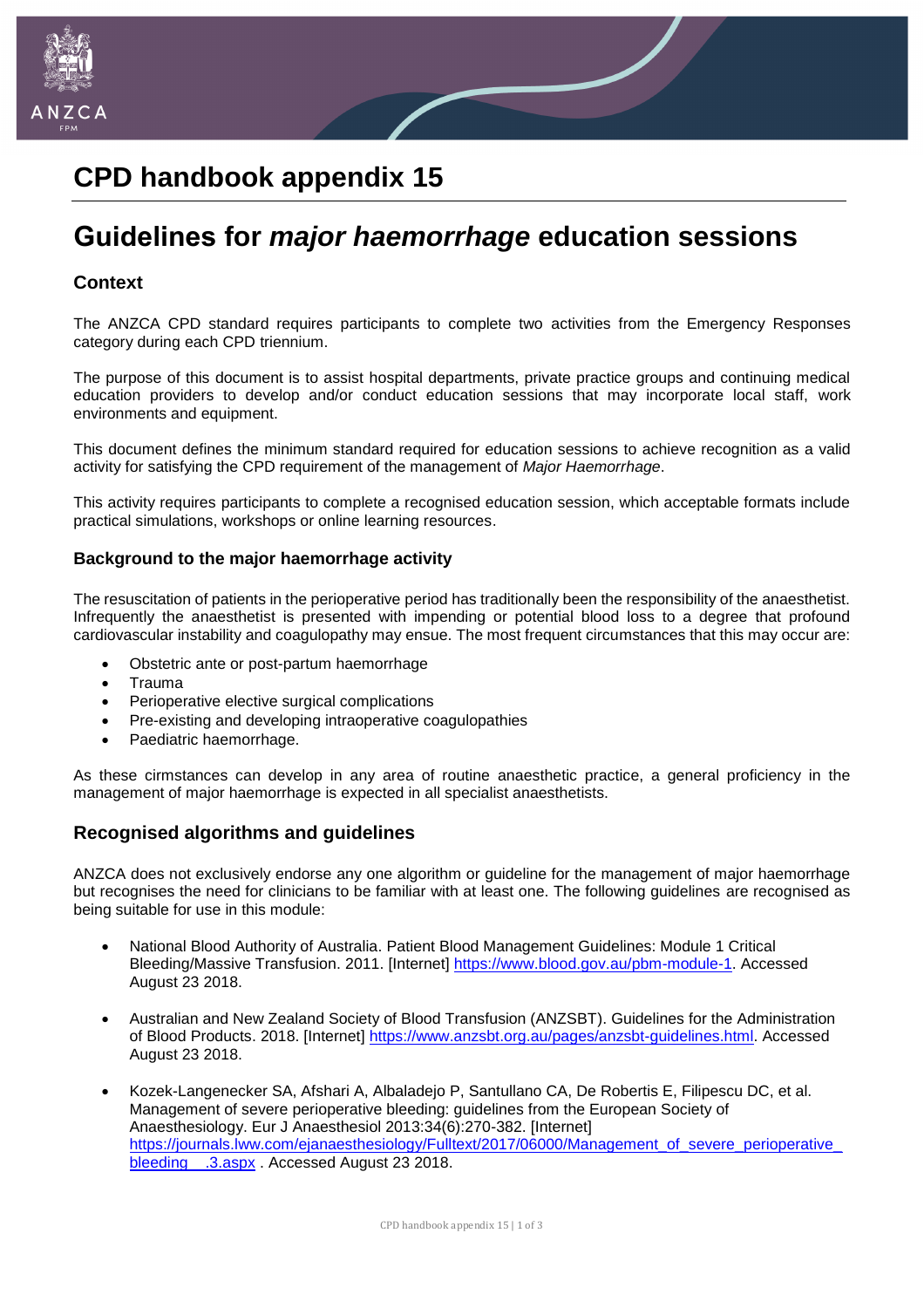# CPD handbook appendix 15

# Guidelines for *major haemorrhage* education sessions

## Context

The ANZCA CPD standard requires participants to complete two activities from the Emergency Responses category during each CPD triennium.

The purpose of this document is to assist hospital departments, private practice groups and continuing medical education providers to develop and/or conduct education sessions that may incorporate local staff, work environments and equipment.

This document defines the minimum standard required for education sessions to achieve recognition as a valid activity for satisfying the CPD requirement of the management of *Major Haemorrhage*.

This activity requires participants to complete a recognised education session, which acceptable formats include practical simulations, workshops or online learning resources.

### Background to the major haemorrhage activity

The resuscitation of patients in the perioperative period has traditionally been the responsibility of the anaesthetist. Infrequently the anaesthetist is presented with impending or potential blood loss to a degree that profound cardiovascular instability and coagulopathy may ensue. The most frequent circumstances that this may occur are:

- Obstetric ante or post-partum haemorrhage
- Trauma
- Perioperative elective surgical complications
- Pre-existing and developing intraoperative coagulopathies
- Paediatric haemorrhage.

As these cirmstances can develop in any area of routine anaesthetic practice, a general proficiency in the management of major haemorrhage is expected in all specialist anaesthetists.

## Recognised algorithms and guidelines

ANZCA does not exclusively endorse any one algorithm or guideline for the management of major haemorrhage but recognises the need for clinicians to be familiar with at least one. The following guidelines are recognised as being suitable for use in this module:

- National Blood Authority of Australia. Patient Blood Management Guidelines: Module 1 Critical Bleeding/Massive Transfusion. 2011. [Internet] https://www.blood.gov.au/pbm-module-1. Accessed August 23 2018.

- Australian and New Zealand Society of Blood Transfusion (ANZSBT). Guidelines for the Administration of Blood Products. 2018. [Internet] https://www.anzsbt.org.au/pages/anzsbt-guidelines.html. Accessed August 23 2018.

- Kozek-Langenecker SA, Afshari A, Albaladejo P, Santullano CA, De Robertis E, Filipescu DC, et al. Management of severe perioperative bleeding: guidelines from the European Society of Anaesthesiology. Eur J Anaesthesiol 2013:34(6):270-382. [Internet] https://journals.lww.com/ejanaesthesiology/Fulltext/2017/06000/Management_of_severe_perioperative_bleeding__.3.aspx . Accessed August 23 2018.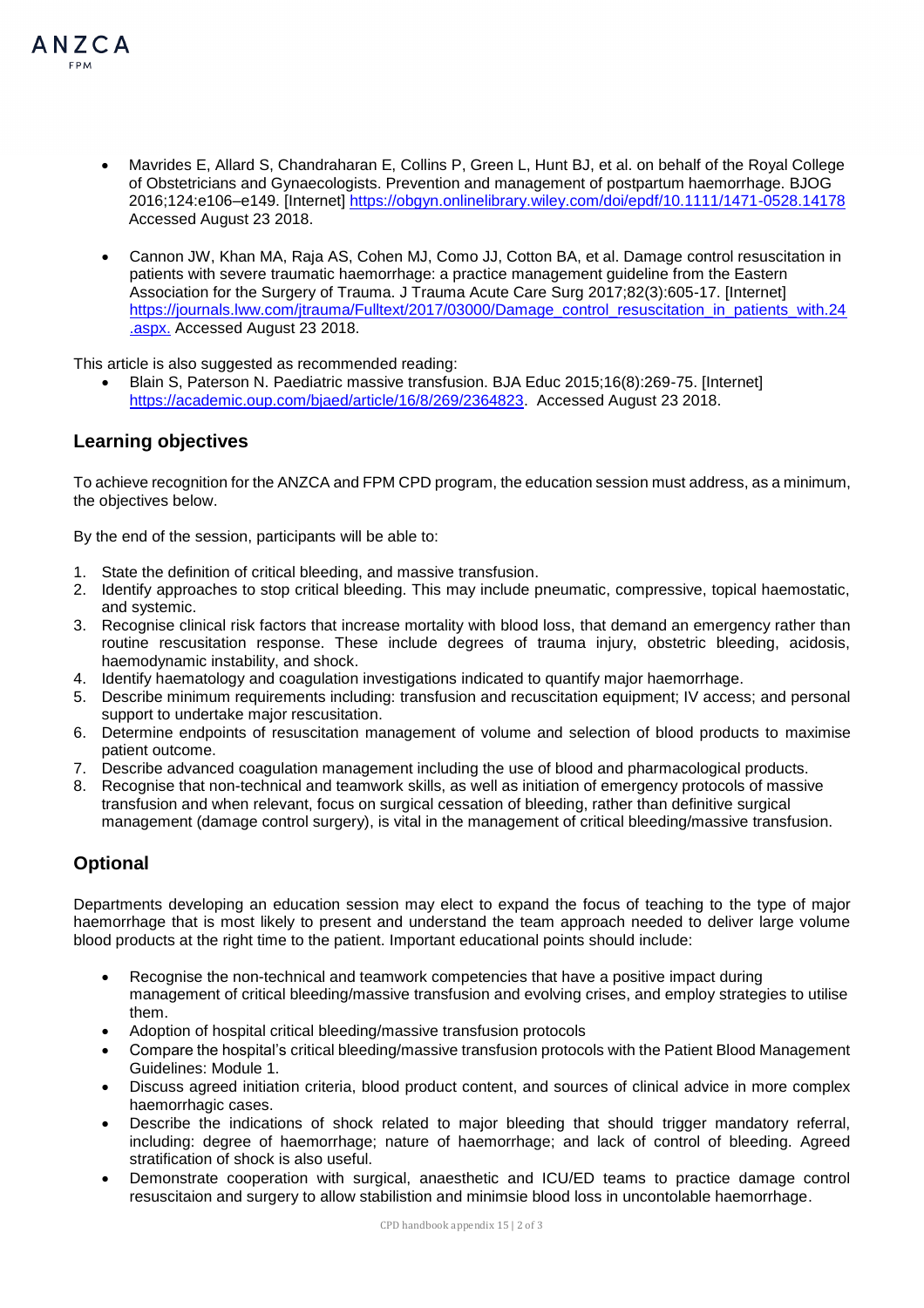- Mavrides E, Allard S, Chandraharan E, Collins P, Green L, Hunt BJ, et al. on behalf of the Royal College of Obstetricians and Gynaecologists. Prevention and management of postpartum haemorrhage. BJOG 2016;124:e106–e149. [Internet] https://obgyn.onlinelibrary.wiley.com/doi/epdf/10.1111/1471-0528.14178 Accessed August 23 2018.

- Cannon JW, Khan MA, Raja AS, Cohen MJ, Como JJ, Cotton BA, et al. Damage control resuscitation in patients with severe traumatic haemorrhage: a practice management guideline from the Eastern Association for the Surgery of Trauma. J Trauma Acute Care Surg 2017;82(3):605-17. [Internet] https://journals.lww.com/jtrauma/Fulltext/2017/03000/Damage_control_resuscitation_in_patients_with.24.aspx. Accessed August 23 2018.

This article is also suggested as recommended reading:

- Blain S, Paterson N. Paediatric massive transfusion. BJA Educ 2015;16(8):269-75. [Internet] https://academic.oup.com/bjaed/article/16/8/269/2364823. Accessed August 23 2018.

## Learning objectives

To achieve recognition for the ANZCA and FPM CPD program, the education session must address, as a minimum, the objectives below.

By the end of the session, participants will be able to:

1. State the definition of critical bleeding, and massive transfusion.
2. Identify approaches to stop critical bleeding. This may include pneumatic, compressive, topical haemostatic, and systemic.
3. Recognise clinical risk factors that increase mortality with blood loss, that demand an emergency rather than routine rescuscitation response. These include degrees of trauma injury, obstetric bleeding, acidosis, haemodynamic instability, and shock.
4. Identify haematology and coagulation investigations indicated to quantify major haemorrhage.
5. Describe minimum requirements including: transfusion and recuscitation equipment; IV access; and personal support to undertake major rescuscitation.
6. Determine endpoints of resuscitation management of volume and selection of blood products to maximise patient outcome.
7. Describe advanced coagulation management including the use of blood and pharmacological products.
8. Recognise that non-technical and teamwork skills, as well as initiation of emergency protocols of massive transfusion and when relevant, focus on surgical cessation of bleeding, rather than definitive surgical management (damage control surgery), is vital in the management of critical bleeding/massive transfusion.

## Optional

Departments developing an education session may elect to expand the focus of teaching to the type of major haemorrhage that is most likely to present and understand the team approach needed to deliver large volume blood products at the right time to the patient. Important educational points should include:

- Recognise the non-technical and teamwork competencies that have a positive impact during management of critical bleeding/massive transfusion and evolving crises, and employ strategies to utilise them.
- Adoption of hospital critical bleeding/massive transfusion protocols
- Compare the hospital's critical bleeding/massive transfusion protocols with the Patient Blood Management Guidelines: Module 1.
- Discuss agreed initiation criteria, blood product content, and sources of clinical advice in more complex haemorrhagic cases.
- Describe the indications of shock related to major bleeding that should trigger mandatory referral, including: degree of haemorrhage; nature of haemorrhage; and lack of control of bleeding. Agreed stratification of shock is also useful.
- Demonstrate cooperation with surgical, anaesthetic and ICU/ED teams to practice damage control resuscitaion and surgery to allow stabilistion and minimsie blood loss in uncontolable haemorrhage.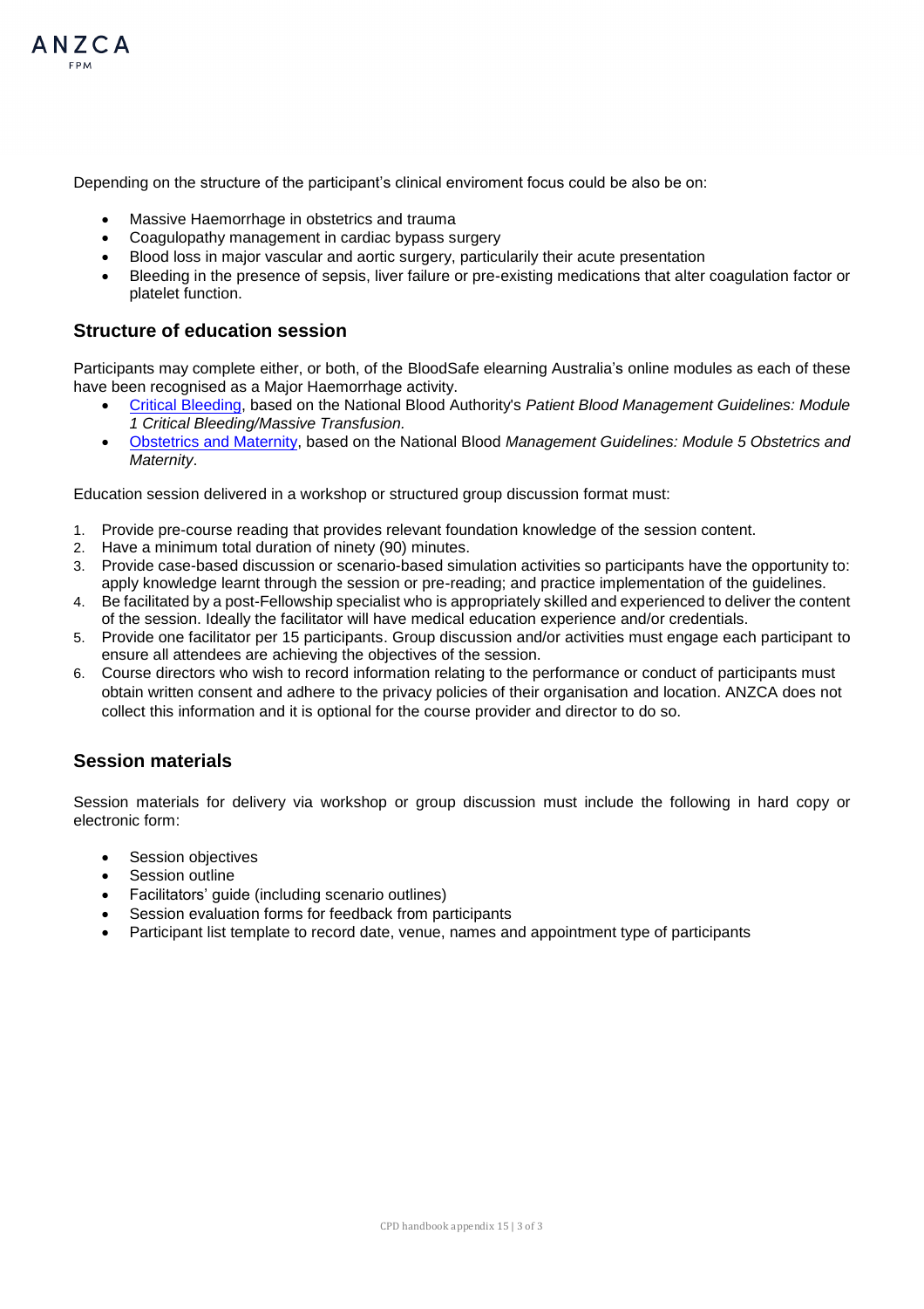Depending on the structure of the participant's clinical enviroment focus could be also be on:

- Massive Haemorrhage in obstetrics and trauma
- Coagulopathy management in cardiac bypass surgery
- Blood loss in major vascular and aortic surgery, particularily their acute presentation
- Bleeding in the presence of sepsis, liver failure or pre-existing medications that alter coagulation factor or platelet function.

## Structure of education session

Participants may complete either, or both, of the BloodSafe elearning Australia's online modules as each of these have been recognised as a Major Haemorrhage activity.

- Critical Bleeding, based on the National Blood Authority's *Patient Blood Management Guidelines: Module 1 Critical Bleeding/Massive Transfusion.*
- Obstetrics and Maternity, based on the National Blood *Management Guidelines: Module 5 Obstetrics and Maternity*.

Education session delivered in a workshop or structured group discussion format must:

1. Provide pre-course reading that provides relevant foundation knowledge of the session content.
2. Have a minimum total duration of ninety (90) minutes.
3. Provide case-based discussion or scenario-based simulation activities so participants have the opportunity to: apply knowledge learnt through the session or pre-reading; and practice implementation of the guidelines.
4. Be facilitated by a post-Fellowship specialist who is appropriately skilled and experienced to deliver the content of the session. Ideally the facilitator will have medical education experience and/or credentials.
5. Provide one facilitator per 15 participants. Group discussion and/or activities must engage each participant to ensure all attendees are achieving the objectives of the session.
6. Course directors who wish to record information relating to the performance or conduct of participants must obtain written consent and adhere to the privacy policies of their organisation and location. ANZCA does not collect this information and it is optional for the course provider and director to do so.

## Session materials

Session materials for delivery via workshop or group discussion must include the following in hard copy or electronic form:

- Session objectives
- Session outline
- Facilitators' guide (including scenario outlines)
- Session evaluation forms for feedback from participants
- Participant list template to record date, venue, names and appointment type of participants